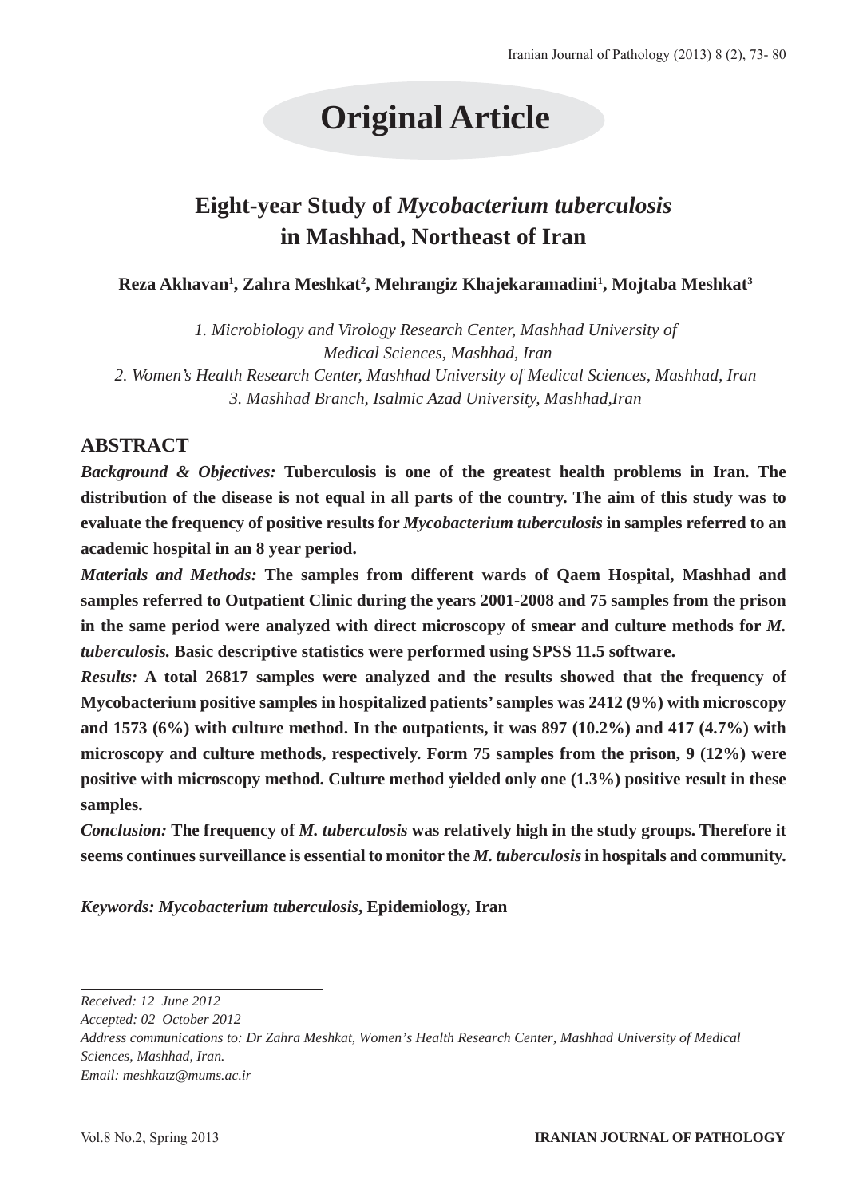# Original Article

## Eight-year Study of *Mycobacterium tuberculosis* in Mashhad, Northeast of Iran

**Reza Akhavan[1], Zahra Meshkat[2], Mehrangiz Khajekaramadini[1], Mojtaba Meshkat[3]**

*1. Microbiology and Virology Research Center, Mashhad University of Medical Sciences, Mashhad, Iran*
*2. Women's Health Research Center, Mashhad University of Medical Sciences, Mashhad, Iran*
*3. Mashhad Branch, Isalmic Azad University, Mashhad,Iran*

### ABSTRACT

***Background & Objectives:*** **Tuberculosis is one of the greatest health problems in Iran. The distribution of the disease is not equal in all parts of the country. The aim of this study was to evaluate the frequency of positive results for *Mycobacterium tuberculosis* in samples referred to an academic hospital in an 8 year period.**

***Materials and Methods:*** **The samples from different wards of Qaem Hospital, Mashhad and samples referred to Outpatient Clinic during the years 2001-2008 and 75 samples from the prison in the same period were analyzed with direct microscopy of smear and culture methods for *M. tuberculosis.* Basic descriptive statistics were performed using SPSS 11.5 software.**

***Results:*** **A total 26817 samples were analyzed and the results showed that the frequency of Mycobacterium positive samples in hospitalized patients' samples was 2412 (9%) with microscopy and 1573 (6%) with culture method. In the outpatients, it was 897 (10.2%) and 417 (4.7%) with microscopy and culture methods, respectively. Form 75 samples from the prison, 9 (12%) were positive with microscopy method. Culture method yielded only one (1.3%) positive result in these samples.**

***Conclusion:*** **The frequency of *M. tuberculosis* was relatively high in the study groups. Therefore it seems continues surveillance is essential to monitor the *M. tuberculosis* in hospitals and community.**

***Keywords: Mycobacterium tuberculosis*, Epidemiology, Iran**

---

*Received: 12 June 2012*
*Accepted: 02 October 2012*
*Address communications to: Dr Zahra Meshkat, Women's Health Research Center, Mashhad University of Medical Sciences, Mashhad, Iran.*
*Email: meshkatz@mums.ac.ir*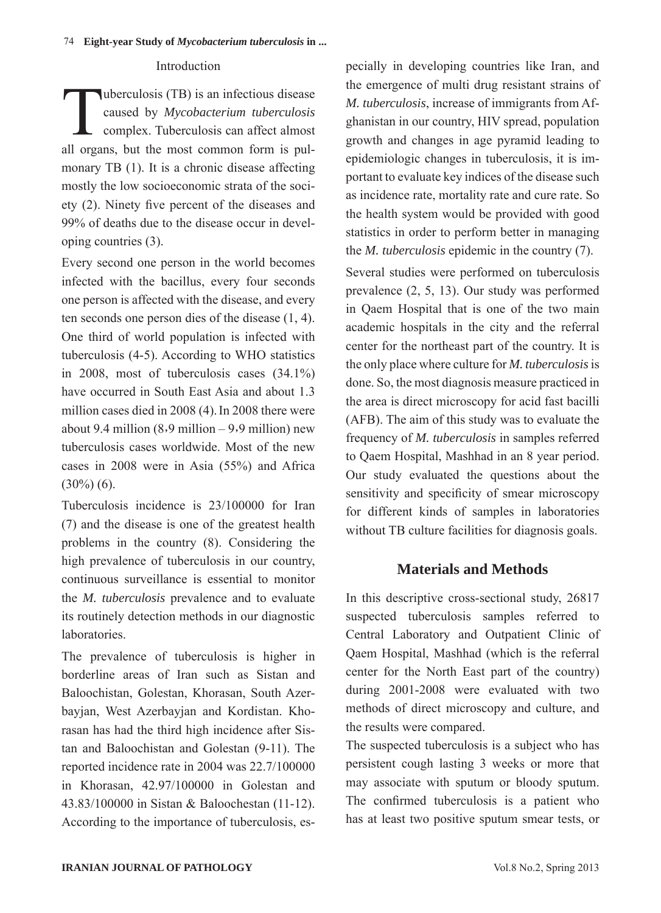## Introduction

Tuberculosis (TB) is an infectious disease caused by *Mycobacterium tuberculosis* complex. Tuberculosis can affect almost all organs, but the most common form is pulmonary TB (1). It is a chronic disease affecting mostly the low socioeconomic strata of the society (2). Ninety five percent of the diseases and 99% of deaths due to the disease occur in developing countries (3).

Every second one person in the world becomes infected with the bacillus, every four seconds one person is affected with the disease, and every ten seconds one person dies of the disease (1, 4). One third of world population is infected with tuberculosis (4-5). According to WHO statistics in 2008, most of tuberculosis cases (34.1%) have occurred in South East Asia and about 1.3 million cases died in 2008 (4). In 2008 there were about 9.4 million (8،9 million – 9،9 million) new tuberculosis cases worldwide. Most of the new cases in 2008 were in Asia (55%) and Africa (30%) (6).

Tuberculosis incidence is 23/100000 for Iran (7) and the disease is one of the greatest health problems in the country (8). Considering the high prevalence of tuberculosis in our country, continuous surveillance is essential to monitor the *M. tuberculosis* prevalence and to evaluate its routinely detection methods in our diagnostic laboratories.

The prevalence of tuberculosis is higher in borderline areas of Iran such as Sistan and Baloochistan, Golestan, Khorasan, South Azerbayjan, West Azerbayjan and Kordistan. Khorasan has had the third high incidence after Sistan and Baloochistan and Golestan (9-11). The reported incidence rate in 2004 was 22.7/100000 in Khorasan, 42.97/100000 in Golestan and 43.83/100000 in Sistan & Baloochestan (11-12). According to the importance of tuberculosis, especially in developing countries like Iran, and the emergence of multi drug resistant strains of *M. tuberculosis*, increase of immigrants from Afghanistan in our country, HIV spread, population growth and changes in age pyramid leading to epidemiologic changes in tuberculosis, it is important to evaluate key indices of the disease such as incidence rate, mortality rate and cure rate. So the health system would be provided with good statistics in order to perform better in managing the *M. tuberculosis* epidemic in the country (7).

Several studies were performed on tuberculosis prevalence (2, 5, 13). Our study was performed in Qaem Hospital that is one of the two main academic hospitals in the city and the referral center for the northeast part of the country. It is the only place where culture for *M. tuberculosis* is done. So, the most diagnosis measure practiced in the area is direct microscopy for acid fast bacilli (AFB). The aim of this study was to evaluate the frequency of *M. tuberculosis* in samples referred to Qaem Hospital, Mashhad in an 8 year period. Our study evaluated the questions about the sensitivity and specificity of smear microscopy for different kinds of samples in laboratories without TB culture facilities for diagnosis goals.

## Materials and Methods

In this descriptive cross-sectional study, 26817 suspected tuberculosis samples referred to Central Laboratory and Outpatient Clinic of Qaem Hospital, Mashhad (which is the referral center for the North East part of the country) during 2001-2008 were evaluated with two methods of direct microscopy and culture, and the results were compared.

The suspected tuberculosis is a subject who has persistent cough lasting 3 weeks or more that may associate with sputum or bloody sputum. The confirmed tuberculosis is a patient who has at least two positive sputum smear tests, or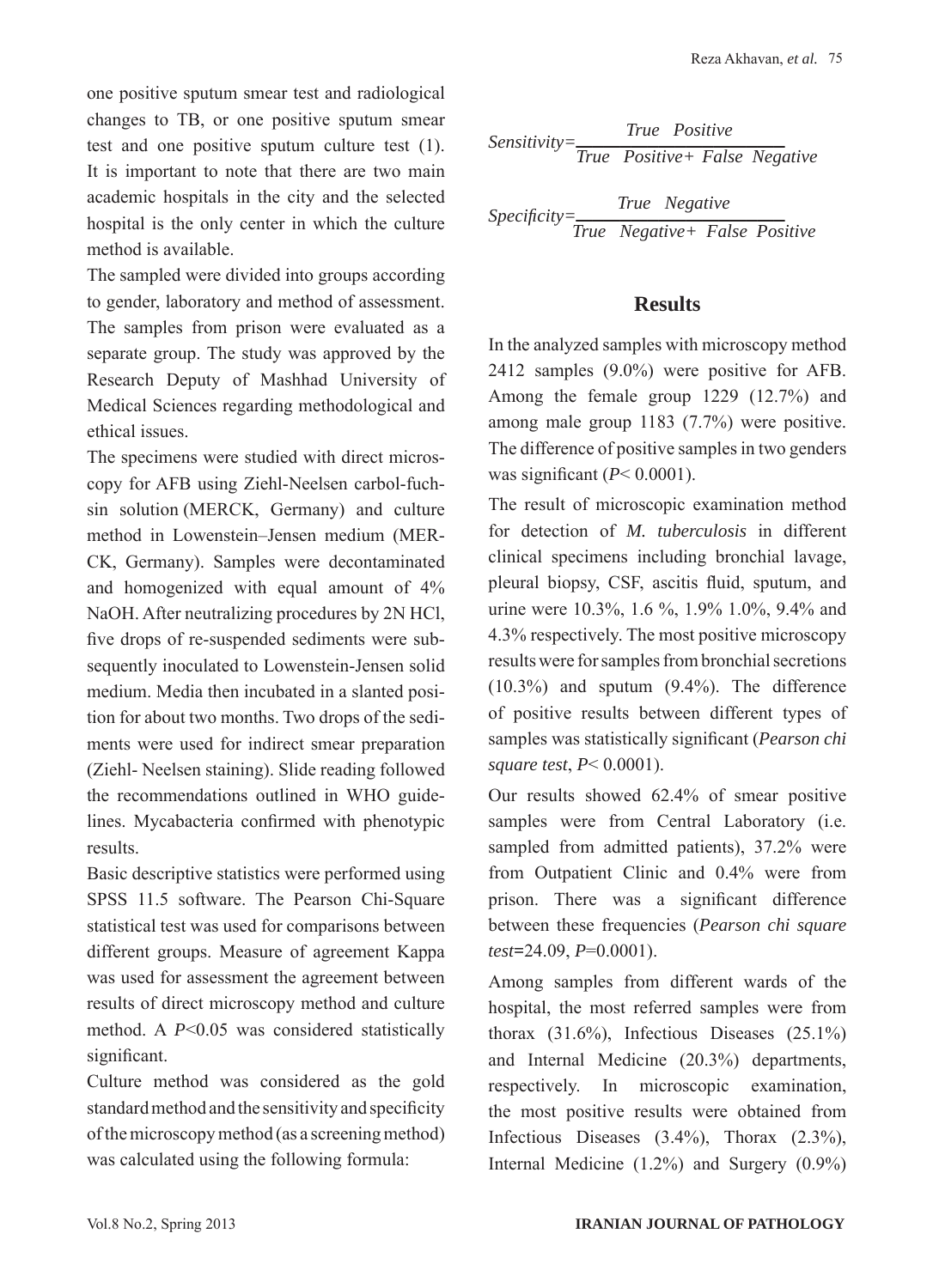one positive sputum smear test and radiological changes to TB, or one positive sputum smear test and one positive sputum culture test (1). It is important to note that there are two main academic hospitals in the city and the selected hospital is the only center in which the culture method is available.

The sampled were divided into groups according to gender, laboratory and method of assessment. The samples from prison were evaluated as a separate group. The study was approved by the Research Deputy of Mashhad University of Medical Sciences regarding methodological and ethical issues.

The specimens were studied with direct microscopy for AFB using Ziehl-Neelsen carbol-fuchsin solution (MERCK, Germany) and culture method in Lowenstein–Jensen medium (MERCK, Germany). Samples were decontaminated and homogenized with equal amount of 4% NaOH. After neutralizing procedures by 2N HCl, five drops of re-suspended sediments were subsequently inoculated to Lowenstein-Jensen solid medium. Media then incubated in a slanted position for about two months. Two drops of the sediments were used for indirect smear preparation (Ziehl- Neelsen staining). Slide reading followed the recommendations outlined in WHO guidelines. Mycabacteria confirmed with phenotypic results.

Basic descriptive statistics were performed using SPSS 11.5 software. The Pearson Chi-Square statistical test was used for comparisons between different groups. Measure of agreement Kappa was used for assessment the agreement between results of direct microscopy method and culture method. A $P<0.05$ was considered statistically significant.

Culture method was considered as the gold standard method and the sensitivity and specificity of the microscopy method (as a screening method) was calculated using the following formula:

$$Sensitivity = \frac{True \ \ Positive}{True \ \ Positive + False \ \ Negative}$$

$$Specificity = \frac{True \ \ Negative}{True \ \ Negative + False \ \ Positive}$$

## Results

In the analyzed samples with microscopy method 2412 samples (9.0%) were positive for AFB. Among the female group 1229 (12.7%) and among male group 1183 (7.7%) were positive. The difference of positive samples in two genders was significant ($P< 0.0001$).

The result of microscopic examination method for detection of *M. tuberculosis* in different clinical specimens including bronchial lavage, pleural biopsy, CSF, ascitis fluid, sputum, and urine were 10.3%, 1.6 %, 1.9% 1.0%, 9.4% and 4.3% respectively. The most positive microscopy results were for samples from bronchial secretions (10.3%) and sputum (9.4%). The difference of positive results between different types of samples was statistically significant (*Pearson chi square test*, $P< 0.0001$).

Our results showed 62.4% of smear positive samples were from Central Laboratory (i.e. sampled from admitted patients), 37.2% were from Outpatient Clinic and 0.4% were from prison. There was a significant difference between these frequencies (*Pearson chi square test*=24.09, $P$=0.0001).

Among samples from different wards of the hospital, the most referred samples were from thorax (31.6%), Infectious Diseases (25.1%) and Internal Medicine (20.3%) departments, respectively. In microscopic examination, the most positive results were obtained from Infectious Diseases (3.4%), Thorax (2.3%), Internal Medicine (1.2%) and Surgery (0.9%)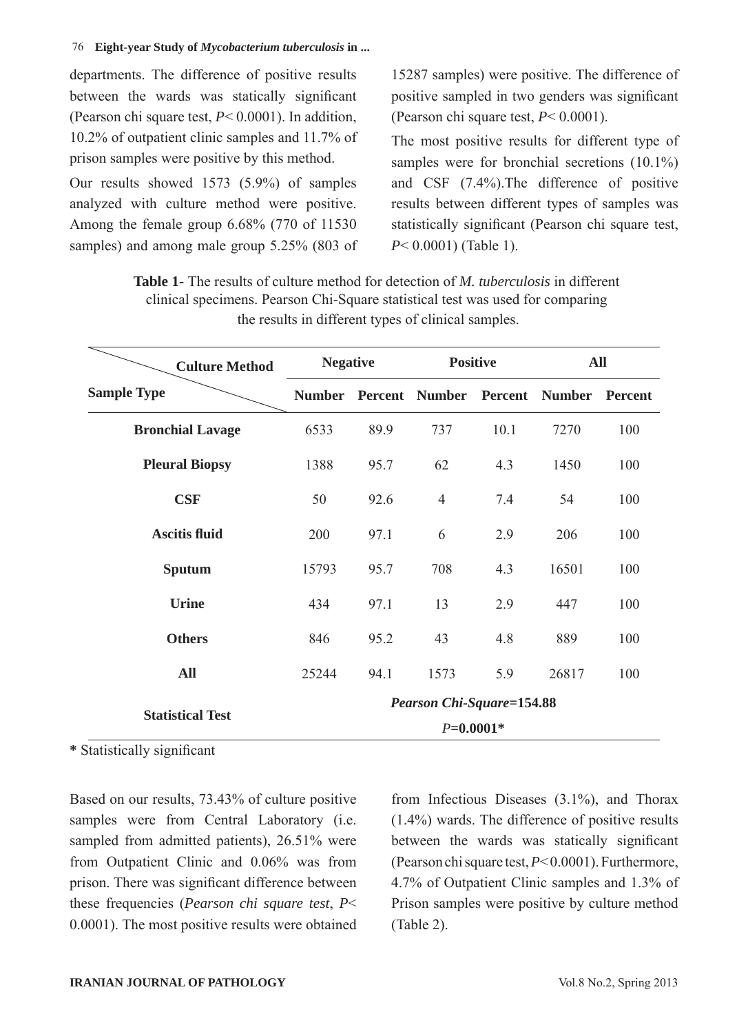departments. The difference of positive results between the wards was statically significant (Pearson chi square test, $P< 0.0001$). In addition, 10.2% of outpatient clinic samples and 11.7% of prison samples were positive by this method.

Our results showed 1573 (5.9%) of samples analyzed with culture method were positive. Among the female group 6.68% (770 of 11530 samples) and among male group 5.25% (803 of 15287 samples) were positive. The difference of positive sampled in two genders was significant (Pearson chi square test, $P< 0.0001$).

The most positive results for different type of samples were for bronchial secretions (10.1%) and CSF (7.4%).The difference of positive results between different types of samples was statistically significant (Pearson chi square test, $P< 0.0001$) (Table 1).

**Table 1-** The results of culture method for detection of *M. tuberculosis* in different clinical specimens. Pearson Chi-Square statistical test was used for comparing the results in different types of clinical samples.

| Culture Method / Sample Type | Negative | | Positive | | All | |
|---|---|---|---|---|---|---|
| | **Number** | **Percent** | **Number** | **Percent** | **Number** | **Percent** |
| **Bronchial Lavage** | 6533 | 89.9 | 737 | 10.1 | 7270 | 100 |
| **Pleural Biopsy** | 1388 | 95.7 | 62 | 4.3 | 1450 | 100 |
| **CSF** | 50 | 92.6 | 4 | 7.4 | 54 | 100 |
| **Ascitis fluid** | 200 | 97.1 | 6 | 2.9 | 206 | 100 |
| **Sputum** | 15793 | 95.7 | 708 | 4.3 | 16501 | 100 |
| **Urine** | 434 | 97.1 | 13 | 2.9 | 447 | 100 |
| **Others** | 846 | 95.2 | 43 | 4.8 | 889 | 100 |
| **All** | 25244 | 94.1 | 1573 | 5.9 | 26817 | 100 |
| **Statistical Test** | ***Pearson Chi-Square*=154.88** $P$**=0.0001*** | | | | | |

**\*** Statistically significant

Based on our results, 73.43% of culture positive samples were from Central Laboratory (i.e. sampled from admitted patients), 26.51% were from Outpatient Clinic and 0.06% was from prison. There was significant difference between these frequencies (*Pearson chi square test*, $P< 0.0001$). The most positive results were obtained from Infectious Diseases (3.1%), and Thorax (1.4%) wards. The difference of positive results between the wards was statically significant (Pearson chi square test, $P< 0.0001$). Furthermore, 4.7% of Outpatient Clinic samples and 1.3% of Prison samples were positive by culture method (Table 2).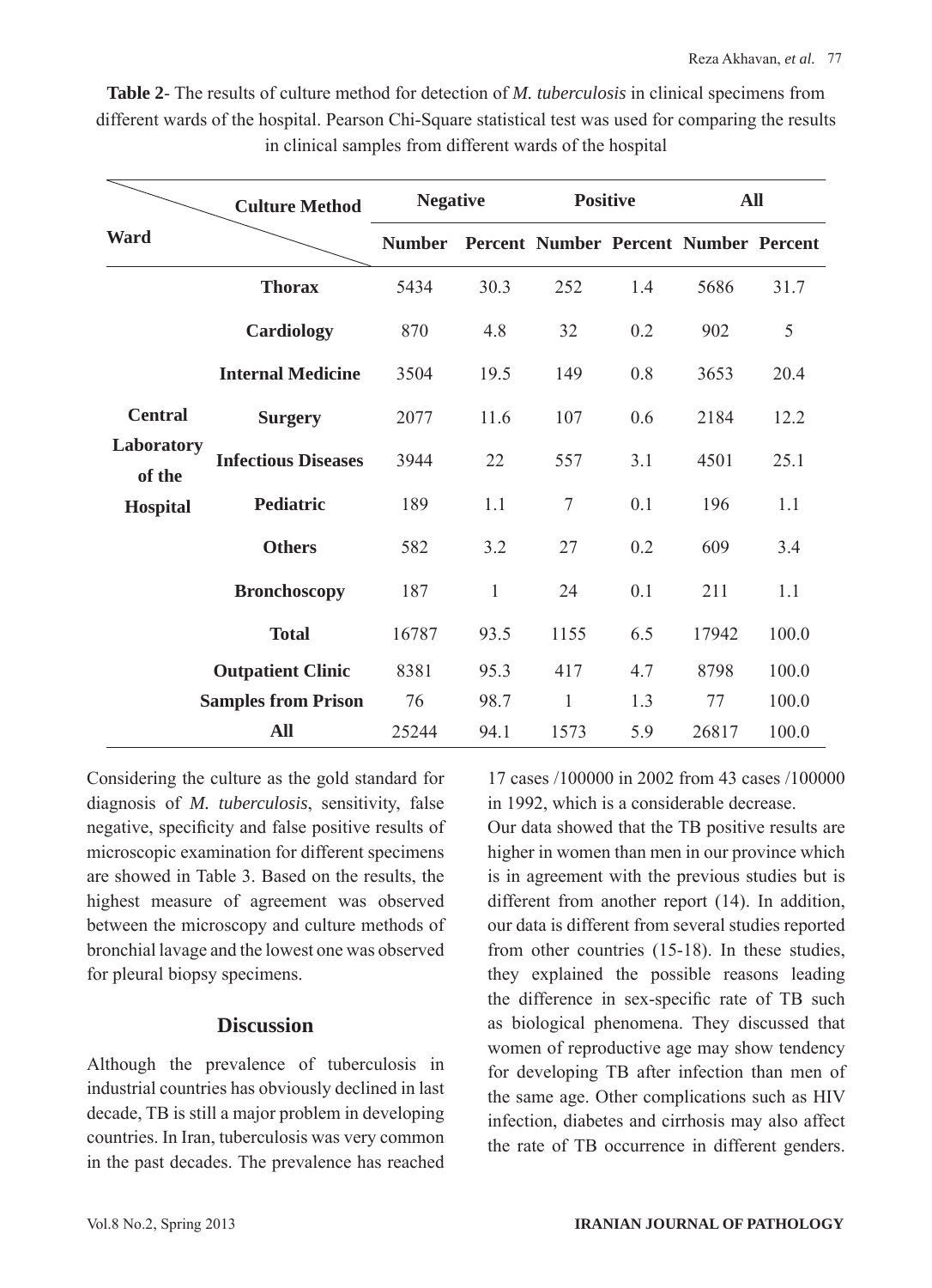**Table 2**- The results of culture method for detection of *M. tuberculosis* in clinical specimens from different wards of the hospital. Pearson Chi-Square statistical test was used for comparing the results in clinical samples from different wards of the hospital

| Ward | Culture Method | Negative | | Positive | | All | |
|---|---|---|---|---|---|---|---|
| | | Number | Percent | Number | Percent | Number | Percent |
| Central Laboratory of the Hospital | **Thorax** | 5434 | 30.3 | 252 | 1.4 | 5686 | 31.7 |
| | **Cardiology** | 870 | 4.8 | 32 | 0.2 | 902 | 5 |
| | **Internal Medicine** | 3504 | 19.5 | 149 | 0.8 | 3653 | 20.4 |
| | **Surgery** | 2077 | 11.6 | 107 | 0.6 | 2184 | 12.2 |
| | **Infectious Diseases** | 3944 | 22 | 557 | 3.1 | 4501 | 25.1 |
| | **Pediatric** | 189 | 1.1 | 7 | 0.1 | 196 | 1.1 |
| | **Others** | 582 | 3.2 | 27 | 0.2 | 609 | 3.4 |
| | **Bronchoscopy** | 187 | 1 | 24 | 0.1 | 211 | 1.1 |
| | **Total** | 16787 | 93.5 | 1155 | 6.5 | 17942 | 100.0 |
| | **Outpatient Clinic** | 8381 | 95.3 | 417 | 4.7 | 8798 | 100.0 |
| | **Samples from Prison** | 76 | 98.7 | 1 | 1.3 | 77 | 100.0 |
| | **All** | 25244 | 94.1 | 1573 | 5.9 | 26817 | 100.0 |

Considering the culture as the gold standard for diagnosis of *M. tuberculosis*, sensitivity, false negative, specificity and false positive results of microscopic examination for different specimens are showed in Table 3. Based on the results, the highest measure of agreement was observed between the microscopy and culture methods of bronchial lavage and the lowest one was observed for pleural biopsy specimens.

## Discussion

Although the prevalence of tuberculosis in industrial countries has obviously declined in last decade, TB is still a major problem in developing countries. In Iran, tuberculosis was very common in the past decades. The prevalence has reached 17 cases /100000 in 2002 from 43 cases /100000 in 1992, which is a considerable decrease.

Our data showed that the TB positive results are higher in women than men in our province which is in agreement with the previous studies but is different from another report (14). In addition, our data is different from several studies reported from other countries (15-18). In these studies, they explained the possible reasons leading the difference in sex-specific rate of TB such as biological phenomena. They discussed that women of reproductive age may show tendency for developing TB after infection than men of the same age. Other complications such as HIV infection, diabetes and cirrhosis may also affect the rate of TB occurrence in different genders.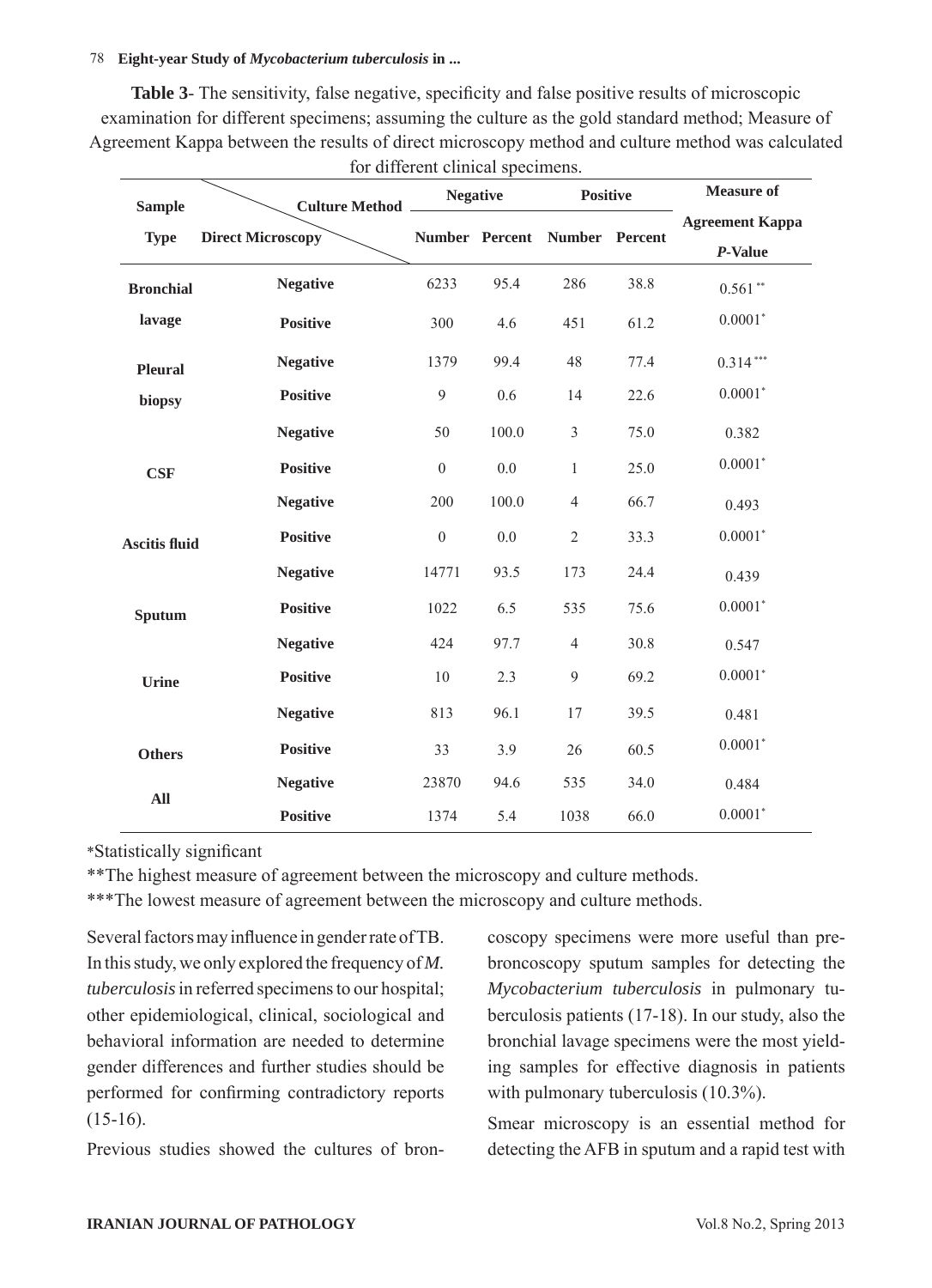**Table 3**- The sensitivity, false negative, specificity and false positive results of microscopic examination for different specimens; assuming the culture as the gold standard method; Measure of Agreement Kappa between the results of direct microscopy method and culture method was calculated for different clinical specimens.

| Sample Type | Culture Method / Direct Microscopy | Negative | | Positive | | Measure of Agreement Kappa |
|---|---|---|---|---|---|---|
| | | Number | Percent | Number | Percent | *P*-Value |
| Bronchial lavage | Negative | 6233 | 95.4 | 286 | 38.8 | 0.561** |
| | Positive | 300 | 4.6 | 451 | 61.2 | 0.0001* |
| Pleural biopsy | Negative | 1379 | 99.4 | 48 | 77.4 | 0.314*** |
| | Positive | 9 | 0.6 | 14 | 22.6 | 0.0001* |
| CSF | Negative | 50 | 100.0 | 3 | 75.0 | 0.382 |
| | Positive | 0 | 0.0 | 1 | 25.0 | 0.0001* |
| Ascitis fluid | Negative | 200 | 100.0 | 4 | 66.7 | 0.493 |
| | Positive | 0 | 0.0 | 2 | 33.3 | 0.0001* |
| Sputum | Negative | 14771 | 93.5 | 173 | 24.4 | 0.439 |
| | Positive | 1022 | 6.5 | 535 | 75.6 | 0.0001* |
| Urine | Negative | 424 | 97.7 | 4 | 30.8 | 0.547 |
| | Positive | 10 | 2.3 | 9 | 69.2 | 0.0001* |
| Others | Negative | 813 | 96.1 | 17 | 39.5 | 0.481 |
| | Positive | 33 | 3.9 | 26 | 60.5 | 0.0001* |
| All | Negative | 23870 | 94.6 | 535 | 34.0 | 0.484 |
| | Positive | 1374 | 5.4 | 1038 | 66.0 | 0.0001* |

*Statistically significant

**The highest measure of agreement between the microscopy and culture methods.

***The lowest measure of agreement between the microscopy and culture methods.

Several factors may influence in gender rate of TB. In this study, we only explored the frequency of *M. tuberculosis* in referred specimens to our hospital; other epidemiological, clinical, sociological and behavioral information are needed to determine gender differences and further studies should be performed for confirming contradictory reports (15-16).

Previous studies showed the cultures of broncoscopy specimens were more useful than prebroncoscopy sputum samples for detecting the *Mycobacterium tuberculosis* in pulmonary tuberculosis patients (17-18). In our study, also the bronchial lavage specimens were the most yielding samples for effective diagnosis in patients with pulmonary tuberculosis (10.3%).

Smear microscopy is an essential method for detecting the AFB in sputum and a rapid test with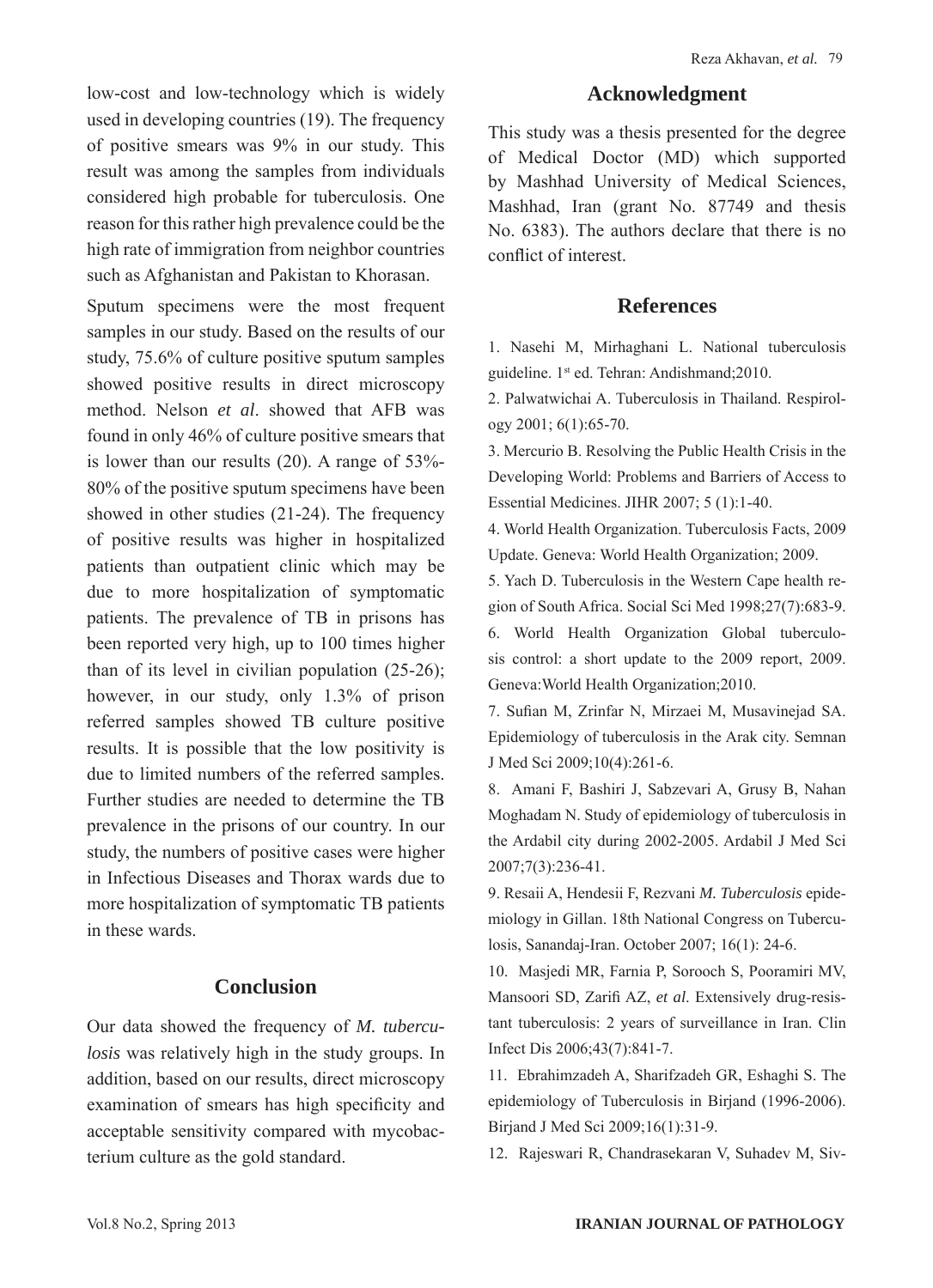low-cost and low-technology which is widely used in developing countries (19). The frequency of positive smears was 9% in our study. This result was among the samples from individuals considered high probable for tuberculosis. One reason for this rather high prevalence could be the high rate of immigration from neighbor countries such as Afghanistan and Pakistan to Khorasan.

Sputum specimens were the most frequent samples in our study. Based on the results of our study, 75.6% of culture positive sputum samples showed positive results in direct microscopy method. Nelson *et al.* showed that AFB was found in only 46% of culture positive smears that is lower than our results (20). A range of 53%-80% of the positive sputum specimens have been showed in other studies (21-24). The frequency of positive results was higher in hospitalized patients than outpatient clinic which may be due to more hospitalization of symptomatic patients. The prevalence of TB in prisons has been reported very high, up to 100 times higher than of its level in civilian population (25-26); however, in our study, only 1.3% of prison referred samples showed TB culture positive results. It is possible that the low positivity is due to limited numbers of the referred samples. Further studies are needed to determine the TB prevalence in the prisons of our country. In our study, the numbers of positive cases were higher in Infectious Diseases and Thorax wards due to more hospitalization of symptomatic TB patients in these wards.

## Conclusion

Our data showed the frequency of *M. tuberculosis* was relatively high in the study groups. In addition, based on our results, direct microscopy examination of smears has high specificity and acceptable sensitivity compared with mycobacterium culture as the gold standard.

## Acknowledgment

This study was a thesis presented for the degree of Medical Doctor (MD) which supported by Mashhad University of Medical Sciences, Mashhad, Iran (grant No. 87749 and thesis No. 6383). The authors declare that there is no conflict of interest.

## References

1. Nasehi M, Mirhaghani L. National tuberculosis guideline. 1st ed. Tehran: Andishmand;2010.

2. Palwatwichai A. Tuberculosis in Thailand. Respirology 2001; 6(1):65-70.

3. Mercurio B. Resolving the Public Health Crisis in the Developing World: Problems and Barriers of Access to Essential Medicines. JIHR 2007; 5 (1):1-40.

4. World Health Organization. Tuberculosis Facts, 2009 Update. Geneva: World Health Organization; 2009.

5. Yach D. Tuberculosis in the Western Cape health region of South Africa. Social Sci Med 1998;27(7):683-9.

6. World Health Organization Global tuberculosis control: a short update to the 2009 report, 2009. Geneva:World Health Organization;2010.

7. Sufian M, Zrinfar N, Mirzaei M, Musavinejad SA. Epidemiology of tuberculosis in the Arak city. Semnan J Med Sci 2009;10(4):261-6.

8. Amani F, Bashiri J, Sabzevari A, Grusy B, Nahan Moghadam N. Study of epidemiology of tuberculosis in the Ardabil city during 2002-2005. Ardabil J Med Sci 2007;7(3):236-41.

9. Resaii A, Hendesii F, Rezvani *M. Tuberculosis* epidemiology in Gillan. 18th National Congress on Tuberculosis, Sanandaj-Iran. October 2007; 16(1): 24-6.

10. Masjedi MR, Farnia P, Sorooch S, Pooramiri MV, Mansoori SD, Zarifi AZ, *et al.* Extensively drug-resistant tuberculosis: 2 years of surveillance in Iran. Clin Infect Dis 2006;43(7):841-7.

11. Ebrahimzadeh A, Sharifzadeh GR, Eshaghi S. The epidemiology of Tuberculosis in Birjand (1996-2006). Birjand J Med Sci 2009;16(1):31-9.

12. Rajeswari R, Chandrasekaran V, Suhadev M, Siv-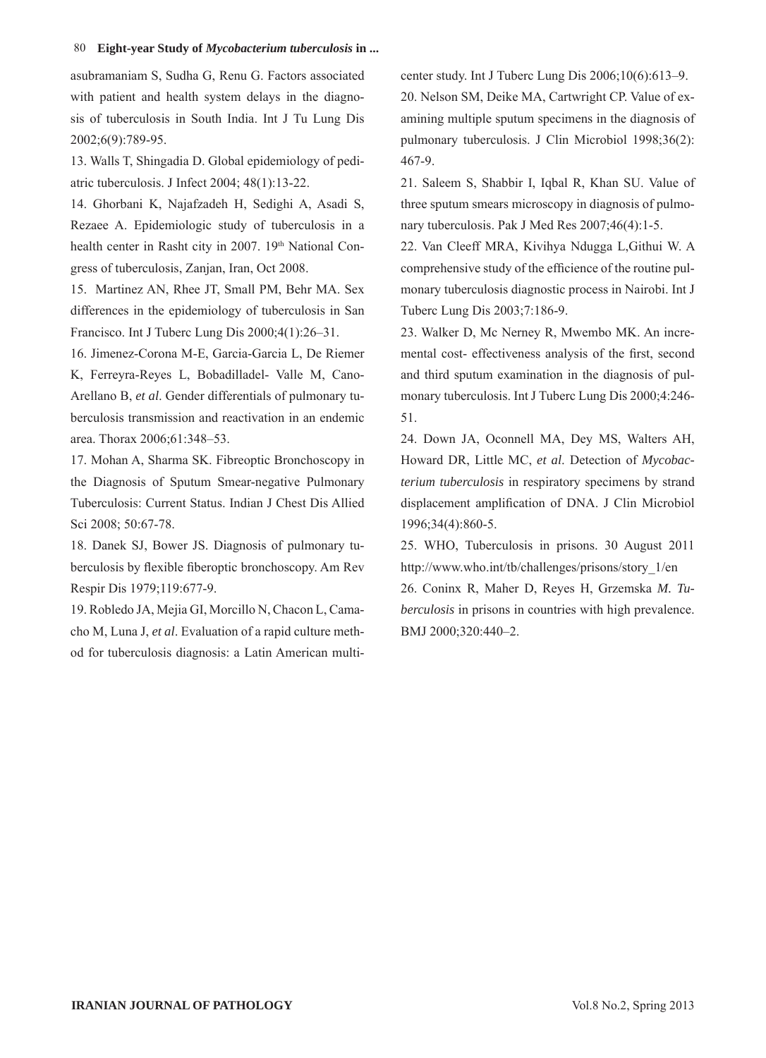asubramaniam S, Sudha G, Renu G. Factors associated with patient and health system delays in the diagnosis of tuberculosis in South India. Int J Tu Lung Dis 2002;6(9):789-95.

13. Walls T, Shingadia D. Global epidemiology of pediatric tuberculosis. J Infect 2004; 48(1):13-22.

14. Ghorbani K, Najafzadeh H, Sedighi A, Asadi S, Rezaee A. Epidemiologic study of tuberculosis in a health center in Rasht city in 2007. 19th National Congress of tuberculosis, Zanjan, Iran, Oct 2008.

15. Martinez AN, Rhee JT, Small PM, Behr MA. Sex differences in the epidemiology of tuberculosis in San Francisco. Int J Tuberc Lung Dis 2000;4(1):26–31.

16. Jimenez-Corona M-E, Garcia-Garcia L, De Riemer K, Ferreyra-Reyes L, Bobadilladel- Valle M, Cano-Arellano B, *et al.* Gender differentials of pulmonary tuberculosis transmission and reactivation in an endemic area. Thorax 2006;61:348–53.

17. Mohan A, Sharma SK. Fibreoptic Bronchoscopy in the Diagnosis of Sputum Smear-negative Pulmonary Tuberculosis: Current Status. Indian J Chest Dis Allied Sci 2008; 50:67-78.

18. Danek SJ, Bower JS. Diagnosis of pulmonary tuberculosis by flexible fiberoptic bronchoscopy. Am Rev Respir Dis 1979;119:677-9.

19. Robledo JA, Mejia GI, Morcillo N, Chacon L, Camacho M, Luna J, *et al*. Evaluation of a rapid culture method for tuberculosis diagnosis: a Latin American multicenter study. Int J Tuberc Lung Dis 2006;10(6):613–9.

20. Nelson SM, Deike MA, Cartwright CP. Value of examining multiple sputum specimens in the diagnosis of pulmonary tuberculosis. J Clin Microbiol 1998;36(2): 467-9.

21. Saleem S, Shabbir I, Iqbal R, Khan SU. Value of three sputum smears microscopy in diagnosis of pulmonary tuberculosis. Pak J Med Res 2007;46(4):1-5.

22. Van Cleeff MRA, Kivihya Ndugga L,Githui W. A comprehensive study of the efficience of the routine pulmonary tuberculosis diagnostic process in Nairobi. Int J Tuberc Lung Dis 2003;7:186-9.

23. Walker D, Mc Nerney R, Mwembo MK. An incremental cost- effectiveness analysis of the first, second and third sputum examination in the diagnosis of pulmonary tuberculosis. Int J Tuberc Lung Dis 2000;4:246-51.

24. Down JA, Oconnell MA, Dey MS, Walters AH, Howard DR, Little MC, *et al*. Detection of *Mycobacterium tuberculosis* in respiratory specimens by strand displacement amplification of DNA. J Clin Microbiol 1996;34(4):860-5.

25. WHO, Tuberculosis in prisons. 30 August 2011 http://www.who.int/tb/challenges/prisons/story_1/en

26. Coninx R, Maher D, Reyes H, Grzemska *M. Tuberculosis* in prisons in countries with high prevalence. BMJ 2000;320:440–2.